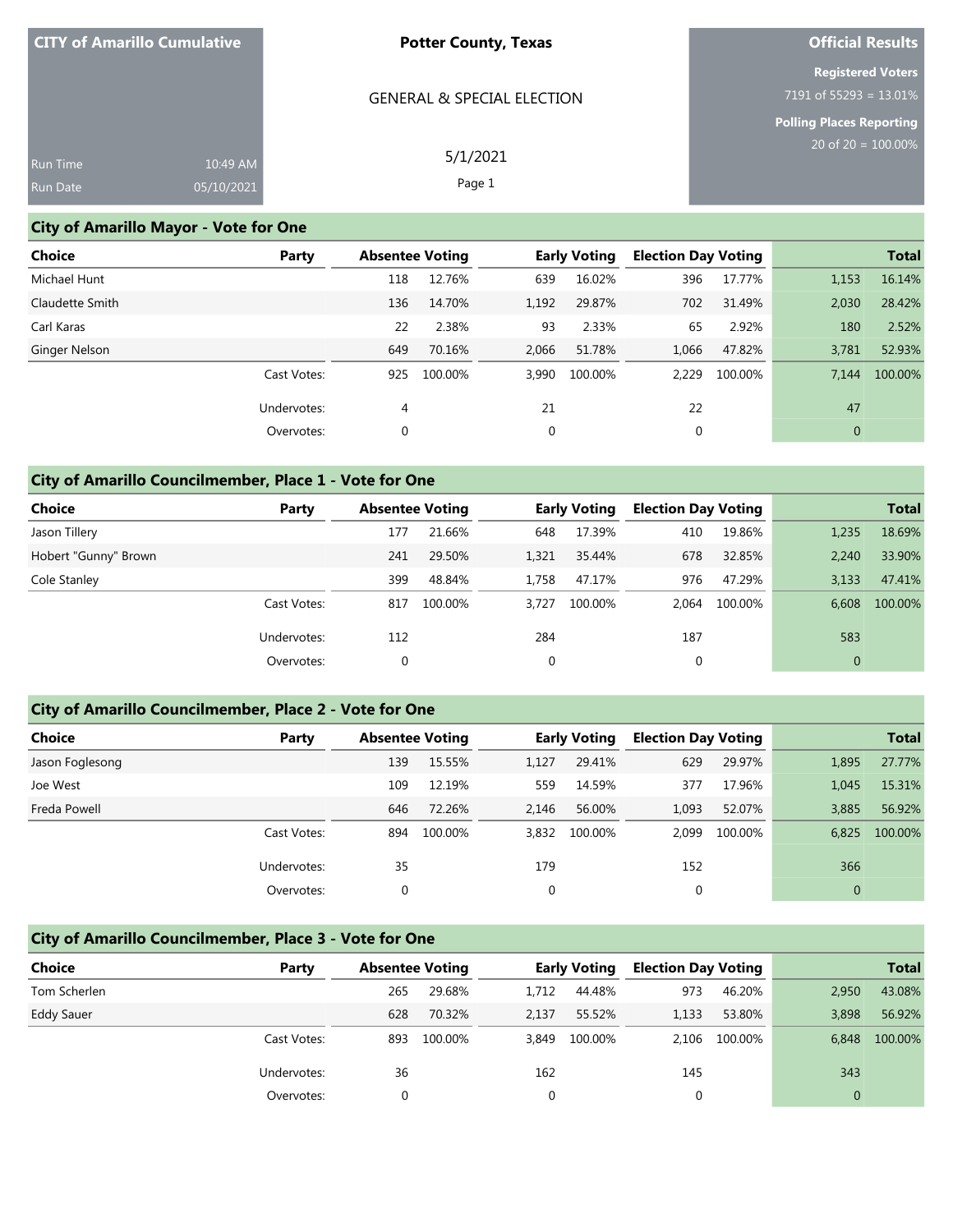**CITY of Amarillo Cumulative**

Run Time 10:49 AM
Run Date 05/10/2021

**Potter County, Texas**

GENERAL & SPECIAL ELECTION

5/1/2021

**Official Results**

**Registered Voters**
7191 of 55293 = 13.01%

**Polling Places Reporting**
20 of 20 = 100.00%

## City of Amarillo Mayor - Vote for One

| Choice | Party | Absentee Voting | | Early Voting | | Election Day Voting | | Total | |
|---|---|---|---|---|---|---|---|---|---|
| Michael Hunt | | 118 | 12.76% | 639 | 16.02% | 396 | 17.77% | 1,153 | 16.14% |
| Claudette Smith | | 136 | 14.70% | 1,192 | 29.87% | 702 | 31.49% | 2,030 | 28.42% |
| Carl Karas | | 22 | 2.38% | 93 | 2.33% | 65 | 2.92% | 180 | 2.52% |
| Ginger Nelson | | 649 | 70.16% | 2,066 | 51.78% | 1,066 | 47.82% | 3,781 | 52.93% |
| | Cast Votes: | 925 | 100.00% | 3,990 | 100.00% | 2,229 | 100.00% | 7,144 | 100.00% |
| | Undervotes: | 4 | | 21 | | 22 | | 47 | |
| | Overvotes: | 0 | | 0 | | 0 | | 0 | |

## City of Amarillo Councilmember, Place 1 - Vote for One

| Choice | Party | Absentee Voting | | Early Voting | | Election Day Voting | | Total | |
|---|---|---|---|---|---|---|---|---|---|
| Jason Tillery | | 177 | 21.66% | 648 | 17.39% | 410 | 19.86% | 1,235 | 18.69% |
| Hobert "Gunny" Brown | | 241 | 29.50% | 1,321 | 35.44% | 678 | 32.85% | 2,240 | 33.90% |
| Cole Stanley | | 399 | 48.84% | 1,758 | 47.17% | 976 | 47.29% | 3,133 | 47.41% |
| | Cast Votes: | 817 | 100.00% | 3,727 | 100.00% | 2,064 | 100.00% | 6,608 | 100.00% |
| | Undervotes: | 112 | | 284 | | 187 | | 583 | |
| | Overvotes: | 0 | | 0 | | 0 | | 0 | |

## City of Amarillo Councilmember, Place 2 - Vote for One

| Choice | Party | Absentee Voting | | Early Voting | | Election Day Voting | | Total | |
|---|---|---|---|---|---|---|---|---|---|
| Jason Foglesong | | 139 | 15.55% | 1,127 | 29.41% | 629 | 29.97% | 1,895 | 27.77% |
| Joe West | | 109 | 12.19% | 559 | 14.59% | 377 | 17.96% | 1,045 | 15.31% |
| Freda Powell | | 646 | 72.26% | 2,146 | 56.00% | 1,093 | 52.07% | 3,885 | 56.92% |
| | Cast Votes: | 894 | 100.00% | 3,832 | 100.00% | 2,099 | 100.00% | 6,825 | 100.00% |
| | Undervotes: | 35 | | 179 | | 152 | | 366 | |
| | Overvotes: | 0 | | 0 | | 0 | | 0 | |

## City of Amarillo Councilmember, Place 3 - Vote for One

| Choice | Party | Absentee Voting | | Early Voting | | Election Day Voting | | Total | |
|---|---|---|---|---|---|---|---|---|---|
| Tom Scherlen | | 265 | 29.68% | 1,712 | 44.48% | 973 | 46.20% | 2,950 | 43.08% |
| Eddy Sauer | | 628 | 70.32% | 2,137 | 55.52% | 1,133 | 53.80% | 3,898 | 56.92% |
| | Cast Votes: | 893 | 100.00% | 3,849 | 100.00% | 2,106 | 100.00% | 6,848 | 100.00% |
| | Undervotes: | 36 | | 162 | | 145 | | 343 | |
| | Overvotes: | 0 | | 0 | | 0 | | 0 | |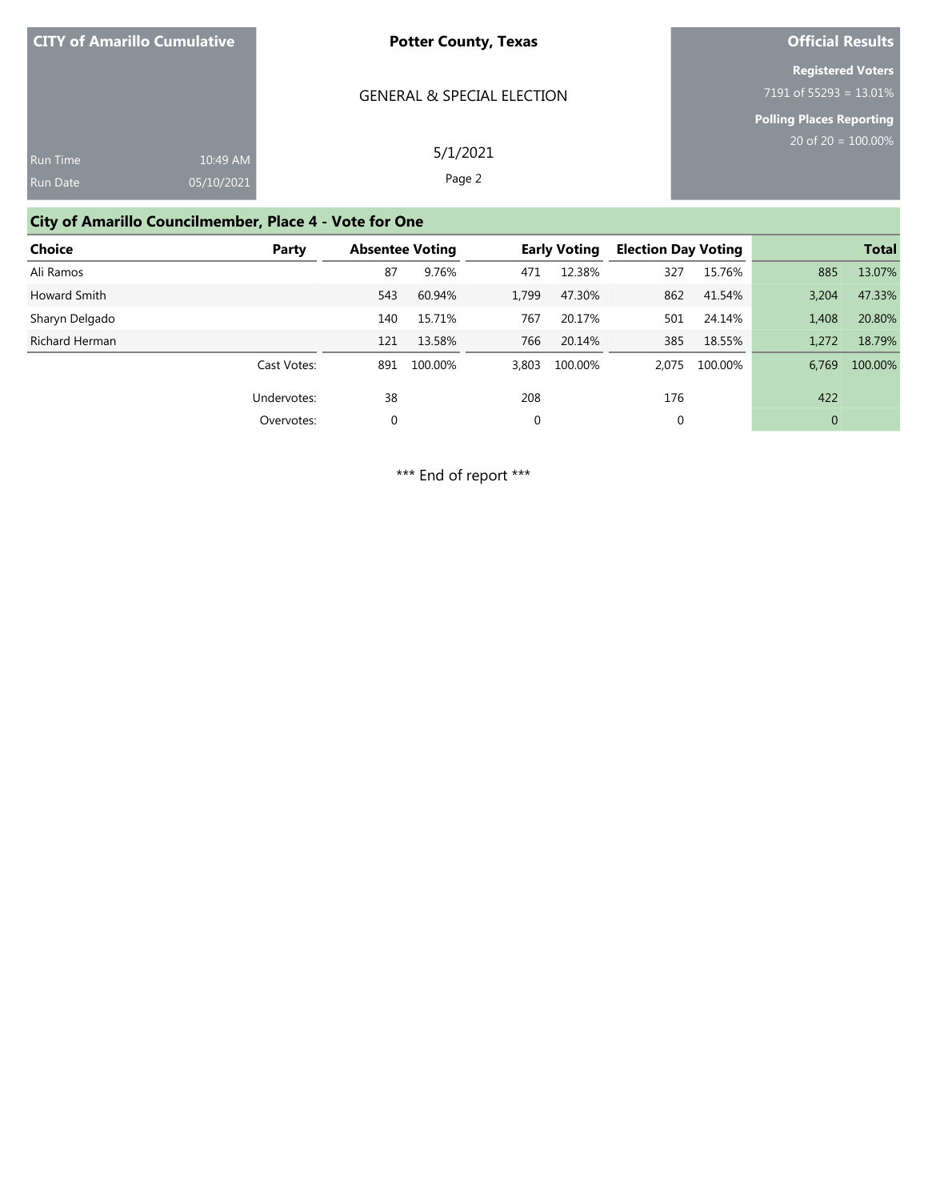CITY of Amarillo Cumulative

Run Time 10:49 AM

Run Date 05/10/2021

**Potter County, Texas**

GENERAL & SPECIAL ELECTION

5/1/2021

**Official Results**

**Registered Voters**

7191 of 55293 = 13.01%

**Polling Places Reporting**

20 of 20 = 100.00%

## City of Amarillo Councilmember, Place 4 - Vote for One

| Choice | Party | Absentee Voting | | Early Voting | | Election Day Voting | | Total | |
|---|---|---|---|---|---|---|---|---|---|
| Ali Ramos | | 87 | 9.76% | 471 | 12.38% | 327 | 15.76% | 885 | 13.07% |
| Howard Smith | | 543 | 60.94% | 1,799 | 47.30% | 862 | 41.54% | 3,204 | 47.33% |
| Sharyn Delgado | | 140 | 15.71% | 767 | 20.17% | 501 | 24.14% | 1,408 | 20.80% |
| Richard Herman | | 121 | 13.58% | 766 | 20.14% | 385 | 18.55% | 1,272 | 18.79% |
| | Cast Votes: | 891 | 100.00% | 3,803 | 100.00% | 2,075 | 100.00% | 6,769 | 100.00% |
| | Undervotes: | 38 | | 208 | | 176 | | 422 | |
| | Overvotes: | 0 | | 0 | | 0 | | 0 | |

*** End of report ***